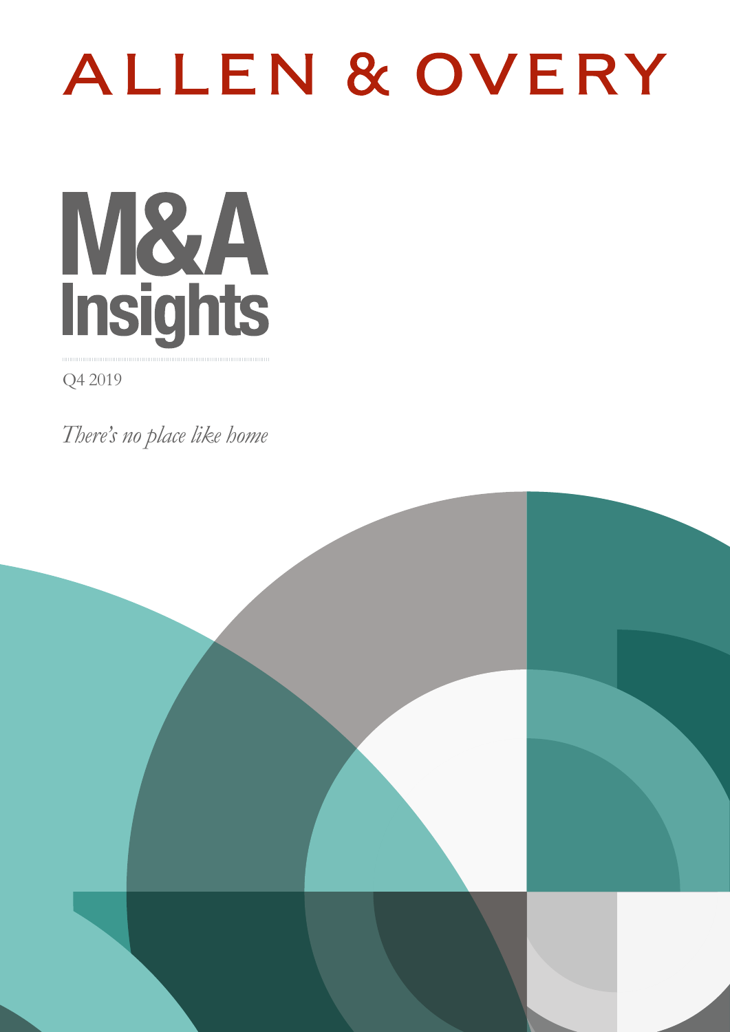ALLEN & OVERY

# M&A Insights

Q4 2019

*There's no place like home*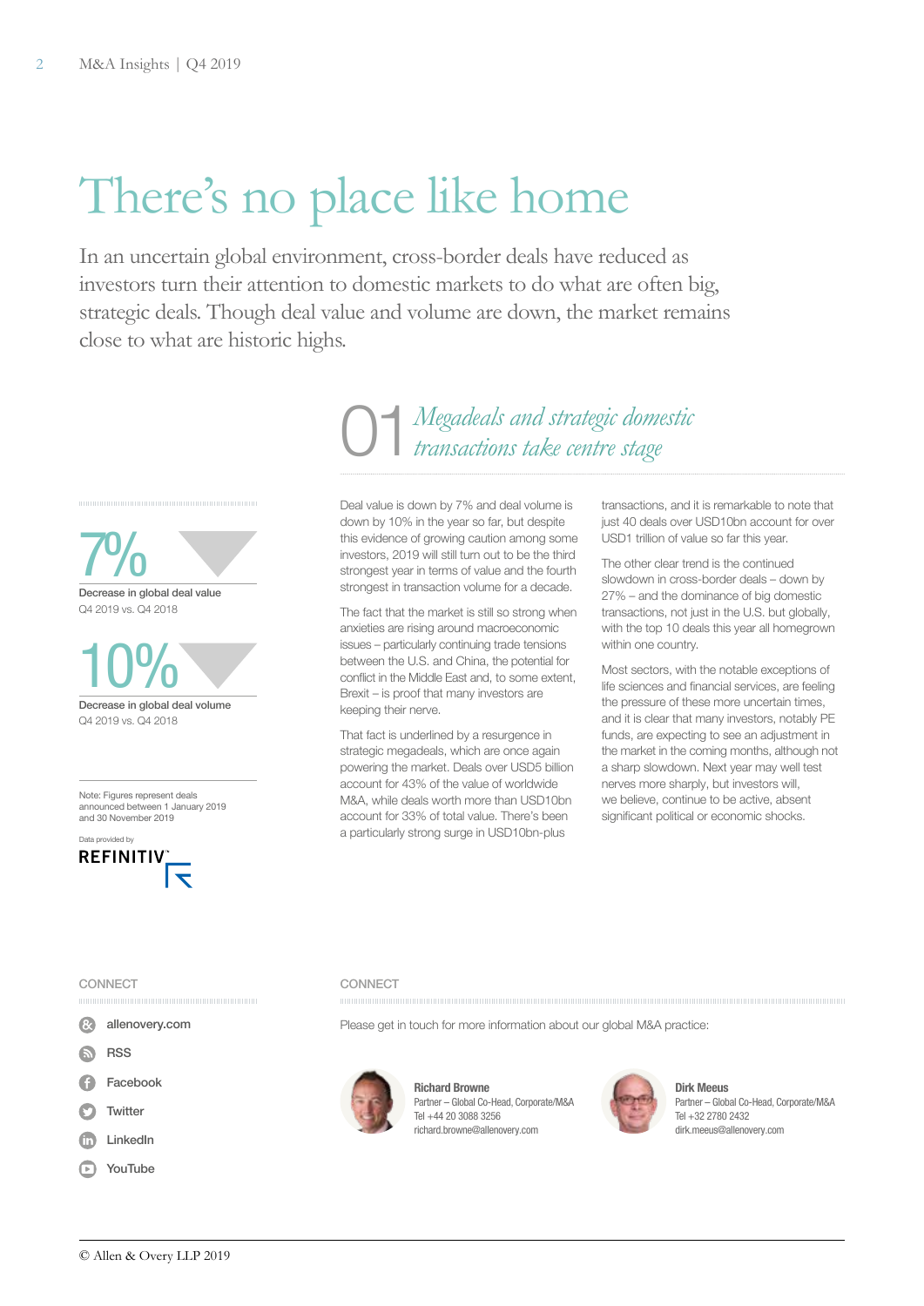# There's no place like home

In an uncertain global environment, cross-border deals have reduced as investors turn their attention to domestic markets to do what are often big, strategic deals. Though deal value and volume are down, the market remains close to what are historic highs.

**7%**
Decrease in global deal value
Q4 2019 vs. Q4 2018

**10%**
Decrease in global deal volume
Q4 2019 vs. Q4 2018

Note: Figures represent deals announced between 1 January 2019 and 30 November 2019

Data provided by REFINITIV

## 01 *Megadeals and strategic domestic transactions take centre stage*

Deal value is down by 7% and deal volume is down by 10% in the year so far, but despite this evidence of growing caution among some investors, 2019 will still turn out to be the third strongest year in terms of value and the fourth strongest in transaction volume for a decade.

The fact that the market is still so strong when anxieties are rising around macroeconomic issues – particularly continuing trade tensions between the U.S. and China, the potential for conflict in the Middle East and, to some extent, Brexit – is proof that many investors are keeping their nerve.

That fact is underlined by a resurgence in strategic megadeals, which are once again powering the market. Deals over USD5 billion account for 43% of the value of worldwide M&A, while deals worth more than USD10bn account for 33% of total value. There's been a particularly strong surge in USD10bn-plus transactions, and it is remarkable to note that just 40 deals over USD10bn account for over USD1 trillion of value so far this year.

The other clear trend is the continued slowdown in cross-border deals – down by 27% – and the dominance of big domestic transactions, not just in the U.S. but globally, with the top 10 deals this year all homegrown within one country.

Most sectors, with the notable exceptions of life sciences and financial services, are feeling the pressure of these more uncertain times, and it is clear that many investors, notably PE funds, are expecting to see an adjustment in the market in the coming months, although not a sharp slowdown. Next year may well test nerves more sharply, but investors will, we believe, continue to be active, absent significant political or economic shocks.

### CONNECT

- allenovery.com
- RSS
- Facebook
- Twitter
- LinkedIn
- YouTube

### CONNECT

Please get in touch for more information about our global M&A practice:

**Richard Browne**
Partner – Global Co-Head, Corporate/M&A
Tel +44 20 3088 3256
richard.browne@allenovery.com

**Dirk Meeus**
Partner – Global Co-Head, Corporate/M&A
Tel +32 2780 2432
dirk.meeus@allenovery.com

© Allen & Overy LLP 2019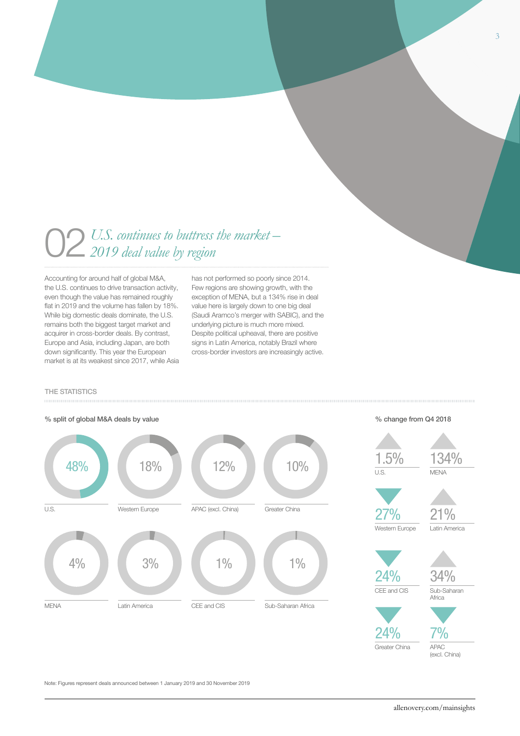## 02 *U.S. continues to buttress the market – 2019 deal value by region*

Accounting for around half of global M&A, the U.S. continues to drive transaction activity, even though the value has remained roughly flat in 2019 and the volume has fallen by 18%. While big domestic deals dominate, the U.S. remains both the biggest target market and acquirer in cross-border deals. By contrast, Europe and Asia, including Japan, are both down significantly. This year the European market is at its weakest since 2017, while Asia has not performed so poorly since 2014. Few regions are showing growth, with the exception of MENA, but a 134% rise in deal value here is largely down to one big deal (Saudi Aramco's merger with SABIC), and the underlying picture is much more mixed. Despite political upheaval, there are positive signs in Latin America, notably Brazil where cross-border investors are increasingly active.

### THE STATISTICS

**% split of global M&A deals by value**

| Region | % split |
|---|---|
| U.S. | 48% |
| Western Europe | 18% |
| APAC (excl. China) | 12% |
| Greater China | 10% |
| MENA | 4% |
| Latin America | 3% |
| CEE and CIS | 1% |
| Sub-Saharan Africa | 1% |

**% change from Q4 2018**

| Region | % change |
|---|---|
| U.S. | ▲ 1.5% |
| MENA | ▲ 134% |
| Western Europe | ▼ 27% |
| Latin America | ▲ 21% |
| CEE and CIS | ▼ 24% |
| Sub-Saharan Africa | ▲ 34% |
| Greater China | ▼ 24% |
| APAC (excl. China) | ▼ 7% |

Note: Figures represent deals announced between 1 January 2019 and 30 November 2019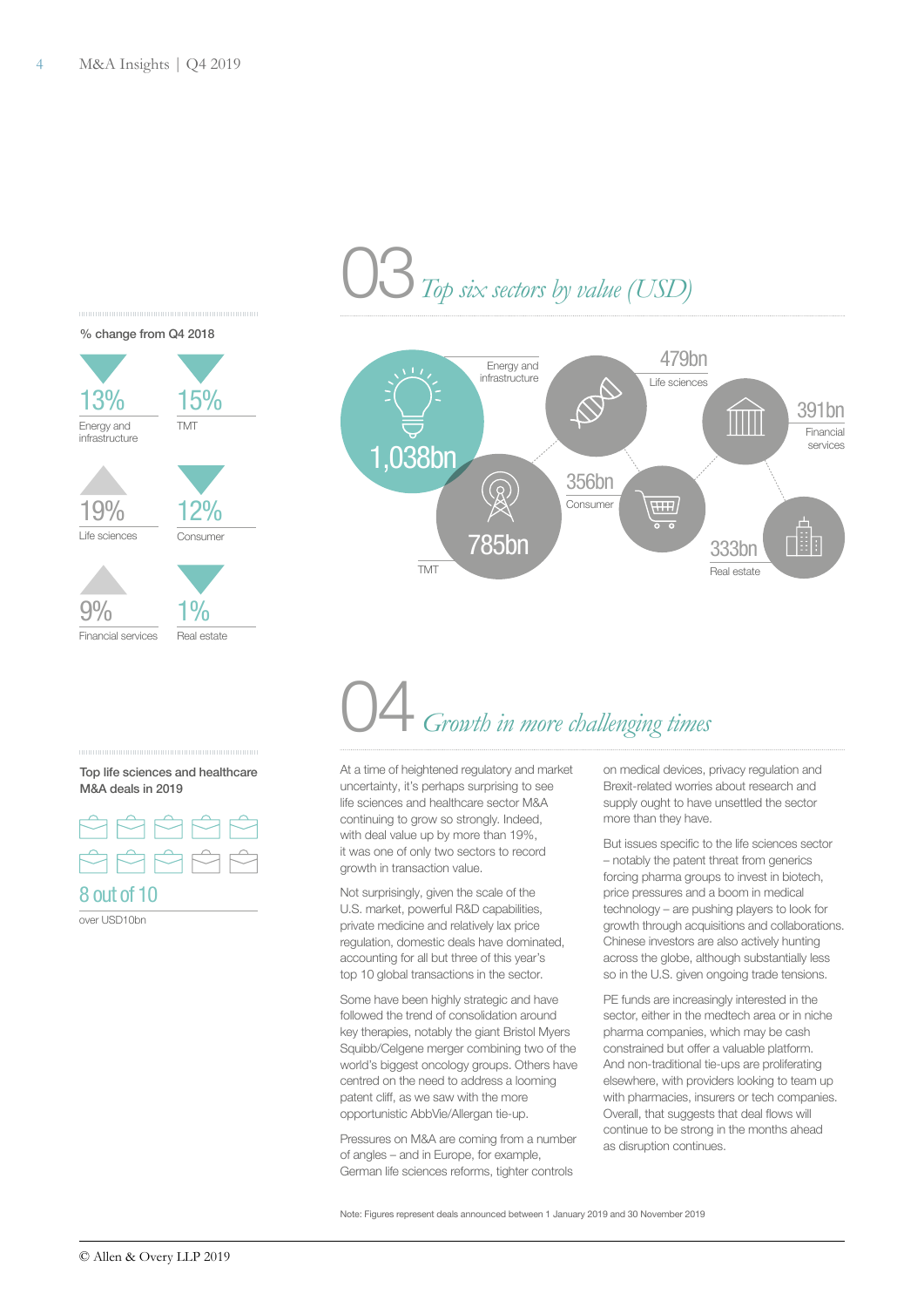## 03 *Top six sectors by value (USD)*

% change from Q4 2018

| Change | Sector |
|---|---|
| ▼ 13% | Energy and infrastructure |
| ▼ 15% | TMT |
| ▲ 19% | Life sciences |
| ▼ 12% | Consumer |
| ▲ 9% | Financial services |
| ▼ 1% | Real estate |

| Sector | Value |
|---|---|
| Energy and infrastructure | 1,038bn |
| TMT | 785bn |
| Life sciences | 479bn |
| Consumer | 356bn |
| Financial services | 391bn |
| Real estate | 333bn |

## 04 *Growth in more challenging times*

Top life sciences and healthcare M&A deals in 2019

**8 out of 10**

over USD10bn

At a time of heightened regulatory and market uncertainty, it's perhaps surprising to see life sciences and healthcare sector M&A continuing to grow so strongly. Indeed, with deal value up by more than 19%, it was one of only two sectors to record growth in transaction value.

Not surprisingly, given the scale of the U.S. market, powerful R&D capabilities, private medicine and relatively lax price regulation, domestic deals have dominated, accounting for all but three of this year's top 10 global transactions in the sector.

Some have been highly strategic and have followed the trend of consolidation around key therapies, notably the giant Bristol Myers Squibb/Celgene merger combining two of the world's biggest oncology groups. Others have centred on the need to address a looming patent cliff, as we saw with the more opportunistic AbbVie/Allergan tie-up.

Pressures on M&A are coming from a number of angles – and in Europe, for example, German life sciences reforms, tighter controls on medical devices, privacy regulation and Brexit-related worries about research and supply ought to have unsettled the sector more than they have.

But issues specific to the life sciences sector – notably the patent threat from generics forcing pharma groups to invest in biotech, price pressures and a boom in medical technology – are pushing players to look for growth through acquisitions and collaborations. Chinese investors are also actively hunting across the globe, although substantially less so in the U.S. given ongoing trade tensions.

PE funds are increasingly interested in the sector, either in the medtech area or in niche pharma companies, which may be cash constrained but offer a valuable platform. And non-traditional tie-ups are proliferating elsewhere, with providers looking to team up with pharmacies, insurers or tech companies. Overall, that suggests that deal flows will continue to be strong in the months ahead as disruption continues.

Note: Figures represent deals announced between 1 January 2019 and 30 November 2019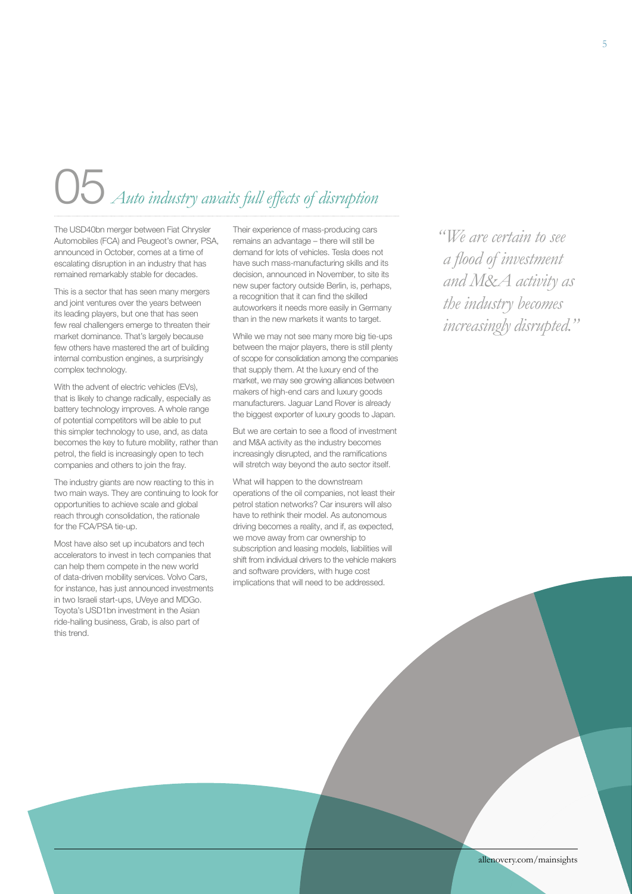# 05 *Auto industry awaits full effects of disruption*

The USD40bn merger between Fiat Chrysler Automobiles (FCA) and Peugeot's owner, PSA, announced in October, comes at a time of escalating disruption in an industry that has remained remarkably stable for decades.

This is a sector that has seen many mergers and joint ventures over the years between its leading players, but one that has seen few real challengers emerge to threaten their market dominance. That's largely because few others have mastered the art of building internal combustion engines, a surprisingly complex technology.

With the advent of electric vehicles (EVs), that is likely to change radically, especially as battery technology improves. A whole range of potential competitors will be able to put this simpler technology to use, and, as data becomes the key to future mobility, rather than petrol, the field is increasingly open to tech companies and others to join the fray.

The industry giants are now reacting to this in two main ways. They are continuing to look for opportunities to achieve scale and global reach through consolidation, the rationale for the FCA/PSA tie-up.

Most have also set up incubators and tech accelerators to invest in tech companies that can help them compete in the new world of data-driven mobility services. Volvo Cars, for instance, has just announced investments in two Israeli start-ups, UVeye and MDGo. Toyota's USD1bn investment in the Asian ride-hailing business, Grab, is also part of this trend.

Their experience of mass-producing cars remains an advantage – there will still be demand for lots of vehicles. Tesla does not have such mass-manufacturing skills and its decision, announced in November, to site its new super factory outside Berlin, is, perhaps, a recognition that it can find the skilled autoworkers it needs more easily in Germany than in the new markets it wants to target.

While we may not see many more big tie-ups between the major players, there is still plenty of scope for consolidation among the companies that supply them. At the luxury end of the market, we may see growing alliances between makers of high-end cars and luxury goods manufacturers. Jaguar Land Rover is already the biggest exporter of luxury goods to Japan.

But we are certain to see a flood of investment and M&A activity as the industry becomes increasingly disrupted, and the ramifications will stretch way beyond the auto sector itself.

What will happen to the downstream operations of the oil companies, not least their petrol station networks? Car insurers will also have to rethink their model. As autonomous driving becomes a reality, and if, as expected, we move away from car ownership to subscription and leasing models, liabilities will shift from individual drivers to the vehicle makers and software providers, with huge cost implications that will need to be addressed.

*"We are certain to see a flood of investment and M&A activity as the industry becomes increasingly disrupted."*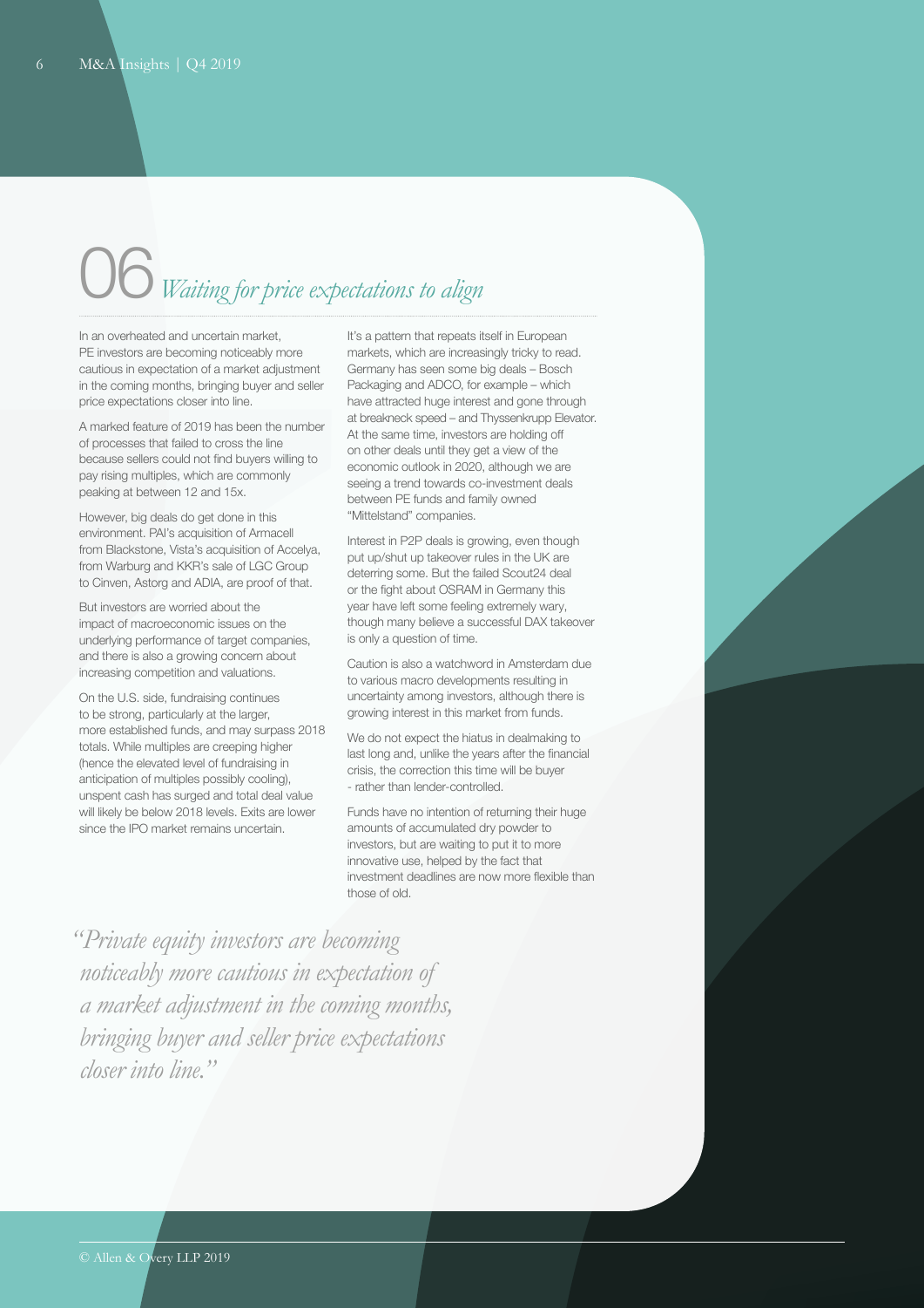# 06 *Waiting for price expectations to align*

In an overheated and uncertain market, PE investors are becoming noticeably more cautious in expectation of a market adjustment in the coming months, bringing buyer and seller price expectations closer into line.

A marked feature of 2019 has been the number of processes that failed to cross the line because sellers could not find buyers willing to pay rising multiples, which are commonly peaking at between 12 and 15x.

However, big deals do get done in this environment. PAI's acquisition of Armacell from Blackstone, Vista's acquisition of Accelya, from Warburg and KKR's sale of LGC Group to Cinven, Astorg and ADIA, are proof of that.

But investors are worried about the impact of macroeconomic issues on the underlying performance of target companies, and there is also a growing concern about increasing competition and valuations.

On the U.S. side, fundraising continues to be strong, particularly at the larger, more established funds, and may surpass 2018 totals. While multiples are creeping higher (hence the elevated level of fundraising in anticipation of multiples possibly cooling), unspent cash has surged and total deal value will likely be below 2018 levels. Exits are lower since the IPO market remains uncertain.

It's a pattern that repeats itself in European markets, which are increasingly tricky to read. Germany has seen some big deals – Bosch Packaging and ADCO, for example – which have attracted huge interest and gone through at breakneck speed – and Thyssenkrupp Elevator. At the same time, investors are holding off on other deals until they get a view of the economic outlook in 2020, although we are seeing a trend towards co-investment deals between PE funds and family owned "Mittelstand" companies.

Interest in P2P deals is growing, even though put up/shut up takeover rules in the UK are deterring some. But the failed Scout24 deal or the fight about OSRAM in Germany this year have left some feeling extremely wary, though many believe a successful DAX takeover is only a question of time.

Caution is also a watchword in Amsterdam due to various macro developments resulting in uncertainty among investors, although there is growing interest in this market from funds.

We do not expect the hiatus in dealmaking to last long and, unlike the years after the financial crisis, the correction this time will be buyer - rather than lender-controlled.

Funds have no intention of returning their huge amounts of accumulated dry powder to investors, but are waiting to put it to more innovative use, helped by the fact that investment deadlines are now more flexible than those of old.

*"Private equity investors are becoming noticeably more cautious in expectation of a market adjustment in the coming months, bringing buyer and seller price expectations closer into line."*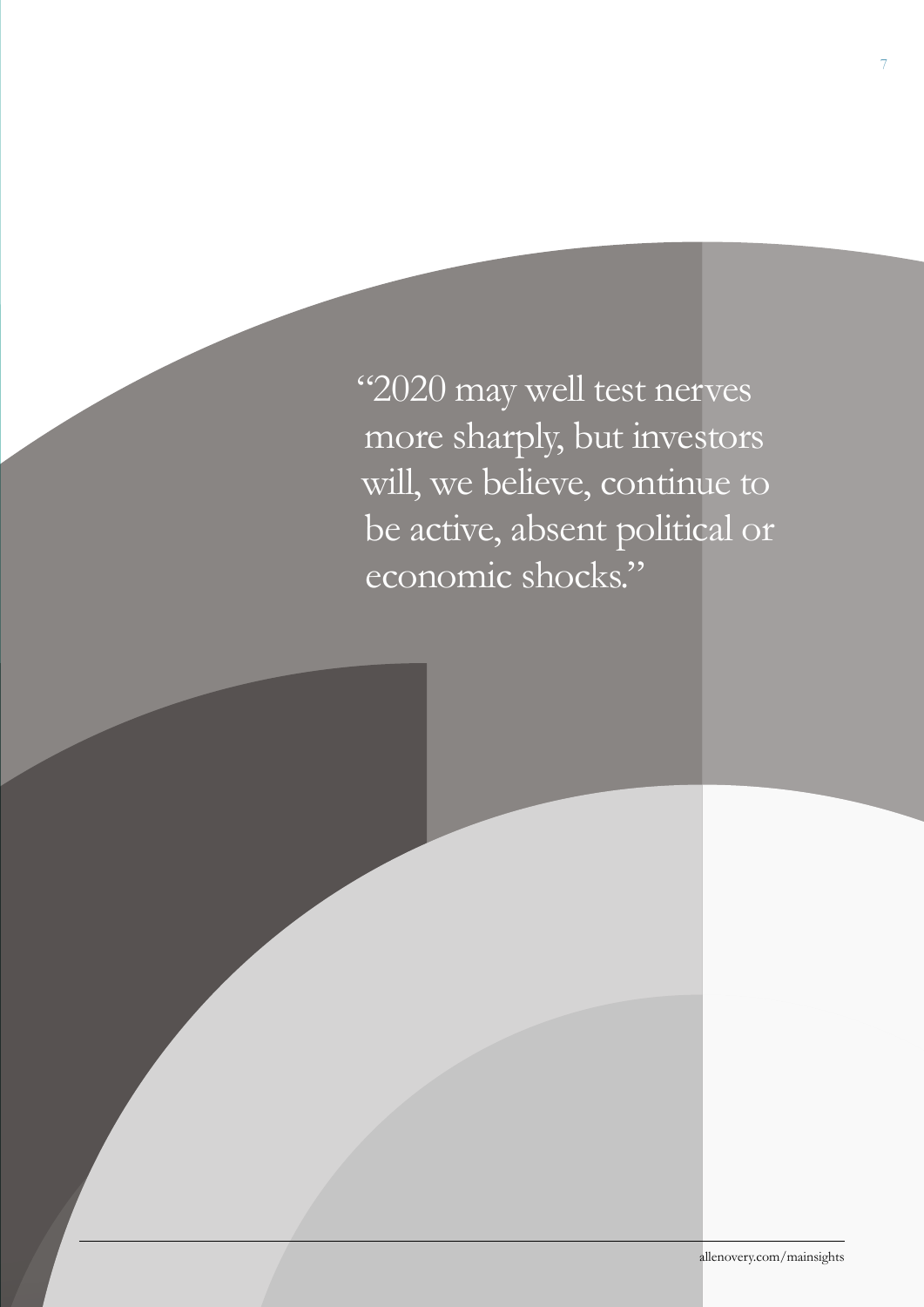"2020 may well test nerves more sharply, but investors will, we believe, continue to be active, absent political or economic shocks."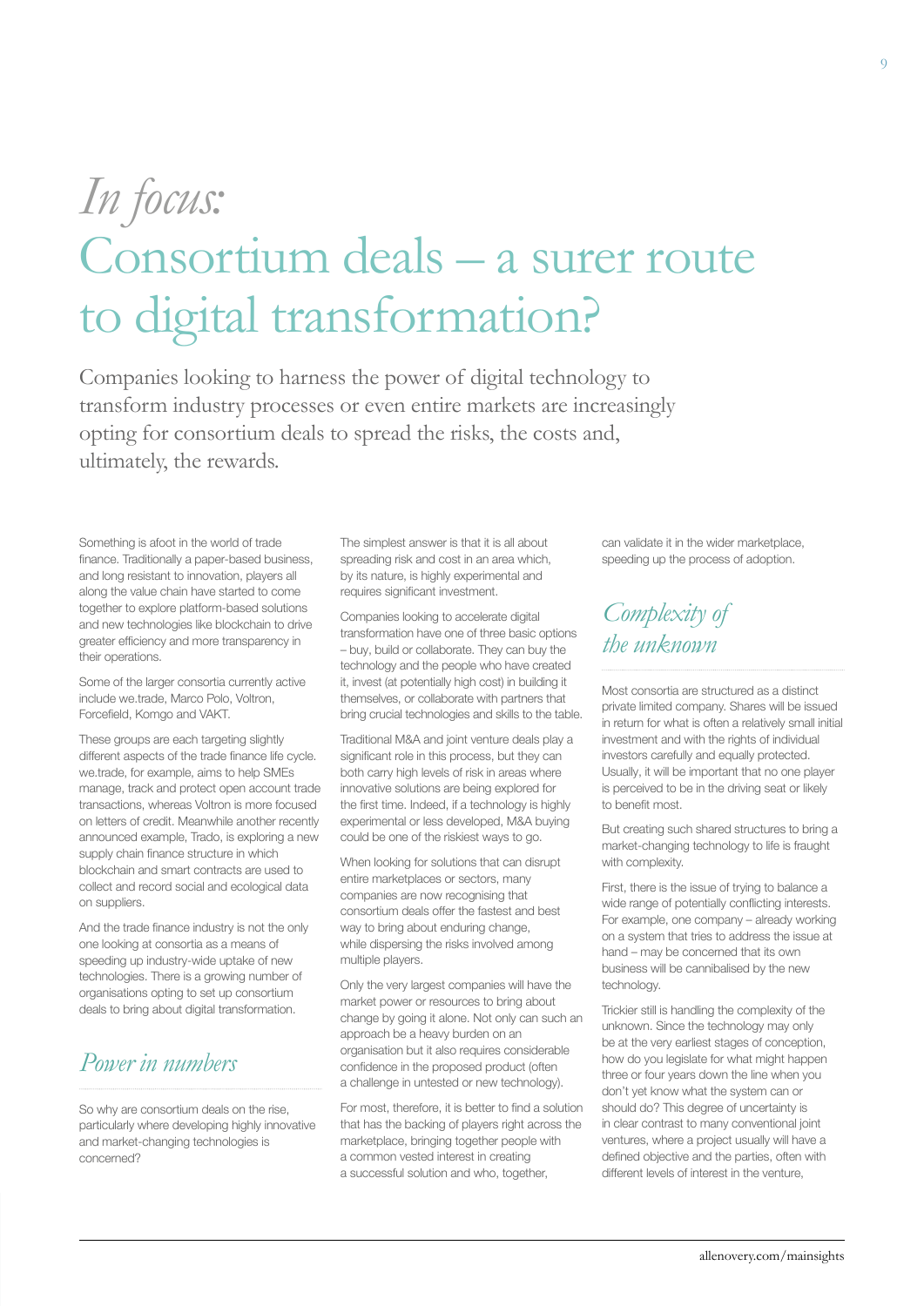# *In focus:* Consortium deals – a surer route to digital transformation?

Companies looking to harness the power of digital technology to transform industry processes or even entire markets are increasingly opting for consortium deals to spread the risks, the costs and, ultimately, the rewards.

Something is afoot in the world of trade finance. Traditionally a paper-based business, and long resistant to innovation, players all along the value chain have started to come together to explore platform-based solutions and new technologies like blockchain to drive greater efficiency and more transparency in their operations.

Some of the larger consortia currently active include we.trade, Marco Polo, Voltron, Forcefield, Komgo and VAKT.

These groups are each targeting slightly different aspects of the trade finance life cycle. we.trade, for example, aims to help SMEs manage, track and protect open account trade transactions, whereas Voltron is more focused on letters of credit. Meanwhile another recently announced example, Trado, is exploring a new supply chain finance structure in which blockchain and smart contracts are used to collect and record social and ecological data on suppliers.

And the trade finance industry is not the only one looking at consortia as a means of speeding up industry-wide uptake of new technologies. There is a growing number of organisations opting to set up consortium deals to bring about digital transformation.

## *Power in numbers*

So why are consortium deals on the rise, particularly where developing highly innovative and market-changing technologies is concerned?

The simplest answer is that it is all about spreading risk and cost in an area which, by its nature, is highly experimental and requires significant investment.

Companies looking to accelerate digital transformation have one of three basic options – buy, build or collaborate. They can buy the technology and the people who have created it, invest (at potentially high cost) in building it themselves, or collaborate with partners that bring crucial technologies and skills to the table.

Traditional M&A and joint venture deals play a significant role in this process, but they can both carry high levels of risk in areas where innovative solutions are being explored for the first time. Indeed, if a technology is highly experimental or less developed, M&A buying could be one of the riskiest ways to go.

When looking for solutions that can disrupt entire marketplaces or sectors, many companies are now recognising that consortium deals offer the fastest and best way to bring about enduring change, while dispersing the risks involved among multiple players.

Only the very largest companies will have the market power or resources to bring about change by going it alone. Not only can such an approach be a heavy burden on an organisation but it also requires considerable confidence in the proposed product (often a challenge in untested or new technology).

For most, therefore, it is better to find a solution that has the backing of players right across the marketplace, bringing together people with a common vested interest in creating a successful solution and who, together, can validate it in the wider marketplace, speeding up the process of adoption.

## *Complexity of the unknown*

Most consortia are structured as a distinct private limited company. Shares will be issued in return for what is often a relatively small initial investment and with the rights of individual investors carefully and equally protected. Usually, it will be important that no one player is perceived to be in the driving seat or likely to benefit most.

But creating such shared structures to bring a market-changing technology to life is fraught with complexity.

First, there is the issue of trying to balance a wide range of potentially conflicting interests. For example, one company – already working on a system that tries to address the issue at hand – may be concerned that its own business will be cannibalised by the new technology.

Trickier still is handling the complexity of the unknown. Since the technology may only be at the very earliest stages of conception, how do you legislate for what might happen three or four years down the line when you don't yet know what the system can or should do? This degree of uncertainty is in clear contrast to many conventional joint ventures, where a project usually will have a defined objective and the parties, often with different levels of interest in the venture,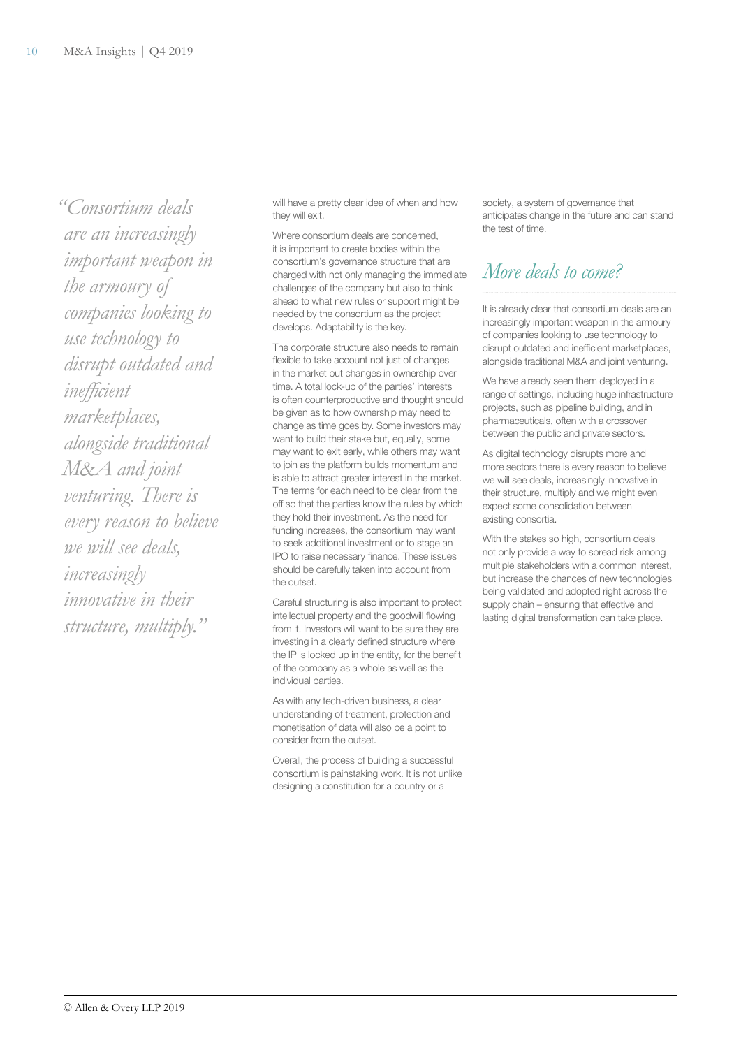*"Consortium deals are an increasingly important weapon in the armoury of companies looking to use technology to disrupt outdated and inefficient marketplaces, alongside traditional M&A and joint venturing. There is every reason to believe we will see deals, increasingly innovative in their structure, multiply."*

will have a pretty clear idea of when and how they will exit.

Where consortium deals are concerned, it is important to create bodies within the consortium's governance structure that are charged with not only managing the immediate challenges of the company but also to think ahead to what new rules or support might be needed by the consortium as the project develops. Adaptability is the key.

The corporate structure also needs to remain flexible to take account not just of changes in the market but changes in ownership over time. A total lock-up of the parties' interests is often counterproductive and thought should be given as to how ownership may need to change as time goes by. Some investors may want to build their stake but, equally, some may want to exit early, while others may want to join as the platform builds momentum and is able to attract greater interest in the market. The terms for each need to be clear from the off so that the parties know the rules by which they hold their investment. As the need for funding increases, the consortium may want to seek additional investment or to stage an IPO to raise necessary finance. These issues should be carefully taken into account from the outset.

Careful structuring is also important to protect intellectual property and the goodwill flowing from it. Investors will want to be sure they are investing in a clearly defined structure where the IP is locked up in the entity, for the benefit of the company as a whole as well as the individual parties.

As with any tech-driven business, a clear understanding of treatment, protection and monetisation of data will also be a point to consider from the outset.

Overall, the process of building a successful consortium is painstaking work. It is not unlike designing a constitution for a country or a society, a system of governance that anticipates change in the future and can stand the test of time.

## More deals to come?

It is already clear that consortium deals are an increasingly important weapon in the armoury of companies looking to use technology to disrupt outdated and inefficient marketplaces, alongside traditional M&A and joint venturing.

We have already seen them deployed in a range of settings, including huge infrastructure projects, such as pipeline building, and in pharmaceuticals, often with a crossover between the public and private sectors.

As digital technology disrupts more and more sectors there is every reason to believe we will see deals, increasingly innovative in their structure, multiply and we might even expect some consolidation between existing consortia.

With the stakes so high, consortium deals not only provide a way to spread risk among multiple stakeholders with a common interest, but increase the chances of new technologies being validated and adopted right across the supply chain – ensuring that effective and lasting digital transformation can take place.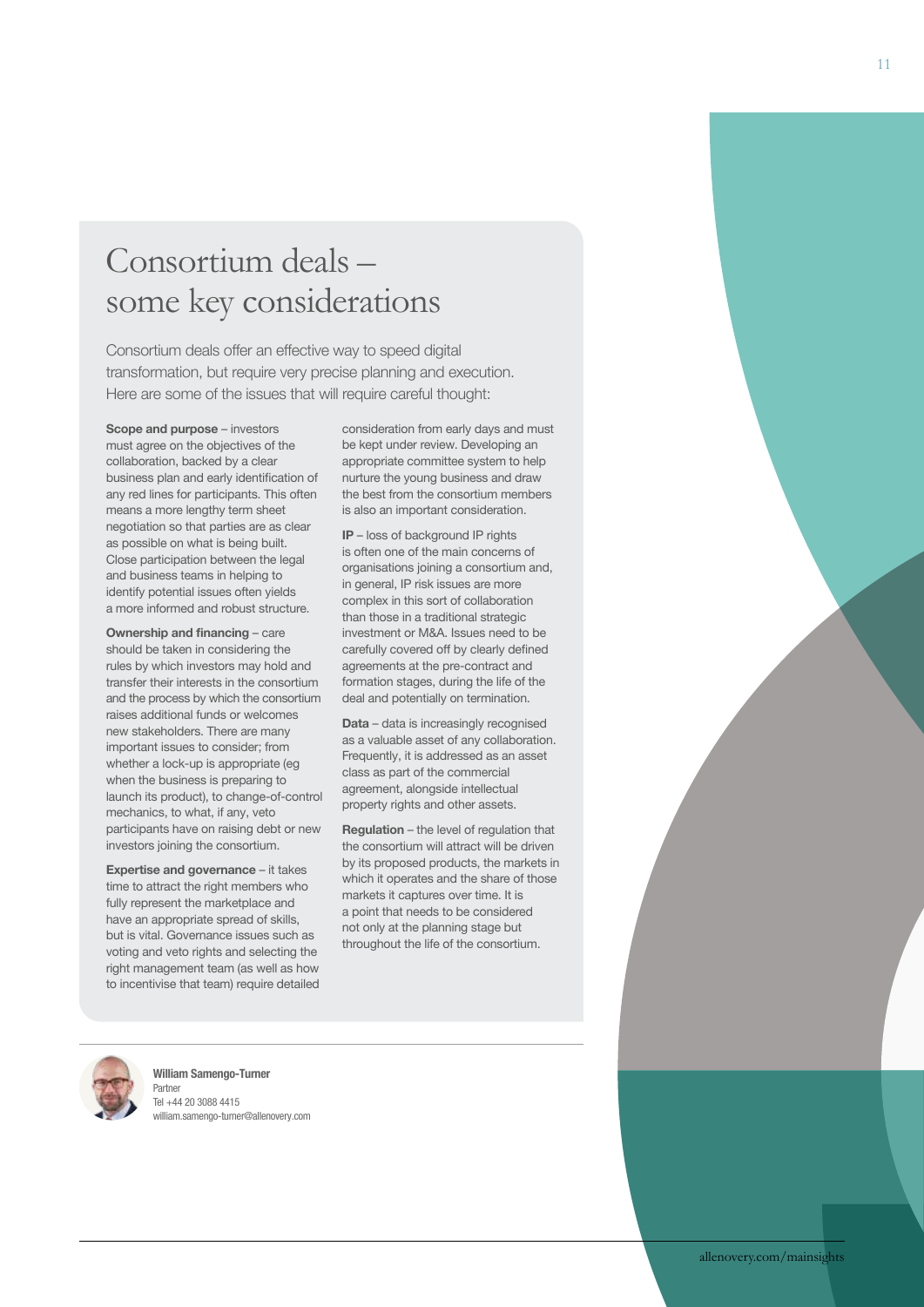# Consortium deals – some key considerations

Consortium deals offer an effective way to speed digital transformation, but require very precise planning and execution. Here are some of the issues that will require careful thought:

**Scope and purpose** – investors must agree on the objectives of the collaboration, backed by a clear business plan and early identification of any red lines for participants. This often means a more lengthy term sheet negotiation so that parties are as clear as possible on what is being built. Close participation between the legal and business teams in helping to identify potential issues often yields a more informed and robust structure.

**Ownership and financing** – care should be taken in considering the rules by which investors may hold and transfer their interests in the consortium and the process by which the consortium raises additional funds or welcomes new stakeholders. There are many important issues to consider; from whether a lock-up is appropriate (eg when the business is preparing to launch its product), to change-of-control mechanics, to what, if any, veto participants have on raising debt or new investors joining the consortium.

**Expertise and governance** – it takes time to attract the right members who fully represent the marketplace and have an appropriate spread of skills, but is vital. Governance issues such as voting and veto rights and selecting the right management team (as well as how to incentivise that team) require detailed consideration from early days and must be kept under review. Developing an appropriate committee system to help nurture the young business and draw the best from the consortium members is also an important consideration.

**IP** – loss of background IP rights is often one of the main concerns of organisations joining a consortium and, in general, IP risk issues are more complex in this sort of collaboration than those in a traditional strategic investment or M&A. Issues need to be carefully covered off by clearly defined agreements at the pre-contract and formation stages, during the life of the deal and potentially on termination.

**Data** – data is increasingly recognised as a valuable asset of any collaboration. Frequently, it is addressed as an asset class as part of the commercial agreement, alongside intellectual property rights and other assets.

**Regulation** – the level of regulation that the consortium will attract will be driven by its proposed products, the markets in which it operates and the share of those markets it captures over time. It is a point that needs to be considered not only at the planning stage but throughout the life of the consortium.

**William Samengo-Turner**
Partner
Tel +44 20 3088 4415
william.samengo-turner@allenovery.com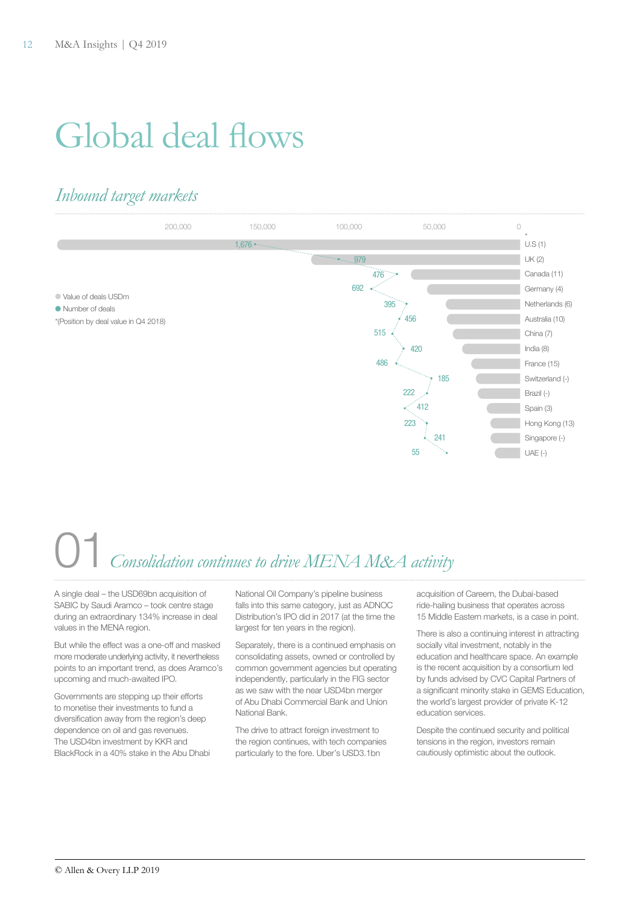# Global deal flows

## *Inbound target markets*

| Market (*Position by deal value in Q4 2018) | Number of deals |
|---|---|
| U.S (1) | 1,676 |
| UK (2) | 979 |
| Canada (11) | 476 |
| Germany (4) | 692 |
| Netherlands (6) | 395 |
| Australia (10) | 456 |
| China (7) | 515 |
| India (8) | 420 |
| France (15) | 486 |
| Switzerland (-) | 185 |
| Brazil (-) | 222 |
| Spain (3) | 412 |
| Hong Kong (13) | 223 |
| Singapore (-) | 241 |
| UAE (-) | 55 |

Value of deals USDm (axis: 200,000 / 150,000 / 100,000 / 50,000 / 0)

Number of deals

*(Position by deal value in Q4 2018)

## 01 *Consolidation continues to drive MENA M&A activity*

A single deal – the USD69bn acquisition of SABIC by Saudi Aramco – took centre stage during an extraordinary 134% increase in deal values in the MENA region.

But while the effect was a one-off and masked more moderate underlying activity, it nevertheless points to an important trend, as does Aramco's upcoming and much-awaited IPO.

Governments are stepping up their efforts to monetise their investments to fund a diversification away from the region's deep dependence on oil and gas revenues. The USD4bn investment by KKR and BlackRock in a 40% stake in the Abu Dhabi National Oil Company's pipeline business falls into this same category, just as ADNOC Distribution's IPO did in 2017 (at the time the largest for ten years in the region).

Separately, there is a continued emphasis on consolidating assets, owned or controlled by common government agencies but operating independently, particularly in the FIG sector as we saw with the near USD4bn merger of Abu Dhabi Commercial Bank and Union National Bank.

The drive to attract foreign investment to the region continues, with tech companies particularly to the fore. Uber's USD3.1bn acquisition of Careem, the Dubai-based ride-hailing business that operates across 15 Middle Eastern markets, is a case in point.

There is also a continuing interest in attracting socially vital investment, notably in the education and healthcare space. An example is the recent acquisition by a consortium led by funds advised by CVC Capital Partners of a significant minority stake in GEMS Education, the world's largest provider of private K-12 education services.

Despite the continued security and political tensions in the region, investors remain cautiously optimistic about the outlook.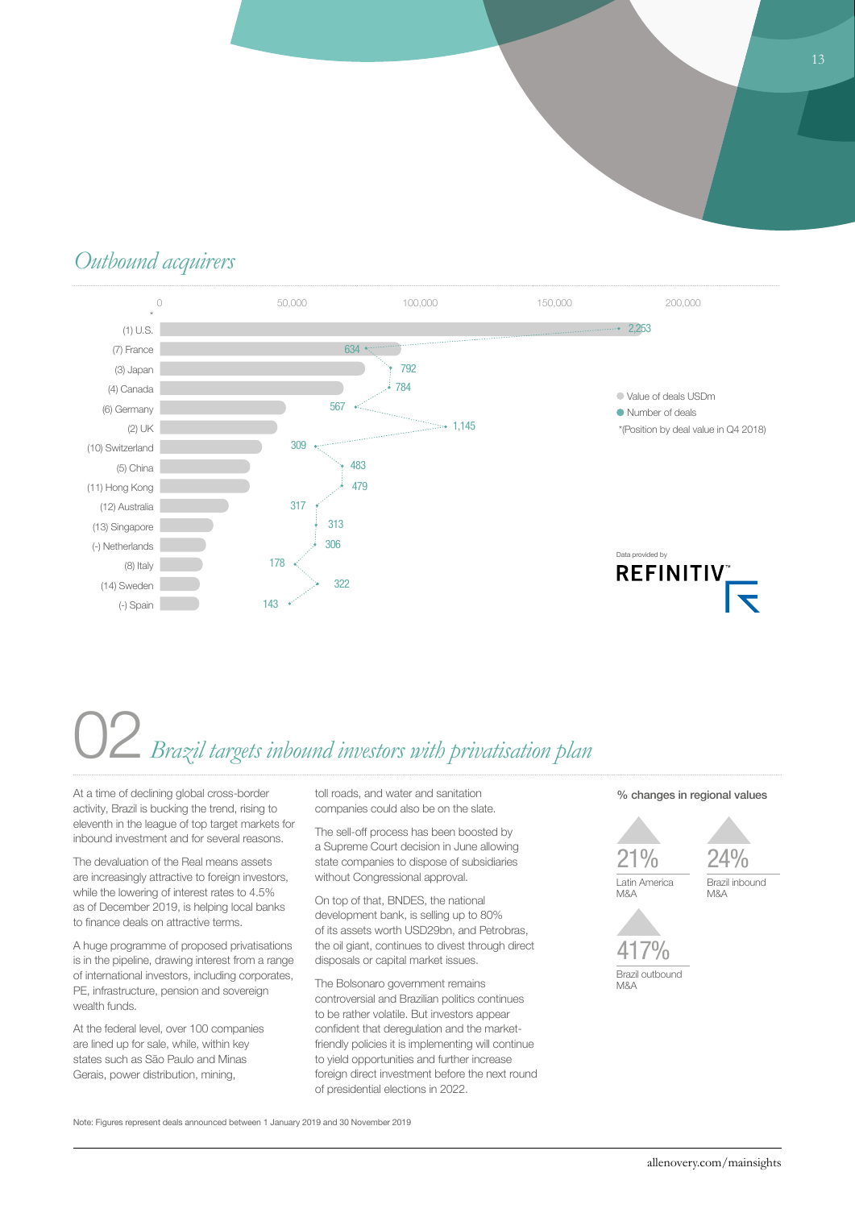## *Outbound acquirers*

| Country* | Number of deals |
|---|---|
| (1) U.S. | 2,253 |
| (7) France | 634 |
| (3) Japan | 792 |
| (4) Canada | 784 |
| (6) Germany | 567 |
| (2) UK | 1,145 |
| (10) Switzerland | 309 |
| (5) China | 483 |
| (11) Hong Kong | 479 |
| (12) Australia | 317 |
| (13) Singapore | 313 |
| (-) Netherlands | 306 |
| (8) Italy | 178 |
| (14) Sweden | 322 |
| (-) Spain | 143 |

Value of deals USDm (axis: 0, 50,000, 100,000, 150,000, 200,000)

Number of deals

*(Position by deal value in Q4 2018)

Data provided by REFINITIV

# 02 *Brazil targets inbound investors with privatisation plan*

At a time of declining global cross-border activity, Brazil is bucking the trend, rising to eleventh in the league of top target markets for inbound investment and for several reasons.

The devaluation of the Real means assets are increasingly attractive to foreign investors, while the lowering of interest rates to 4.5% as of December 2019, is helping local banks to finance deals on attractive terms.

A huge programme of proposed privatisations is in the pipeline, drawing interest from a range of international investors, including corporates, PE, infrastructure, pension and sovereign wealth funds.

At the federal level, over 100 companies are lined up for sale, while, within key states such as São Paulo and Minas Gerais, power distribution, mining, toll roads, and water and sanitation companies could also be on the slate.

The sell-off process has been boosted by a Supreme Court decision in June allowing state companies to dispose of subsidiaries without Congressional approval.

On top of that, BNDES, the national development bank, is selling up to 80% of its assets worth USD29bn, and Petrobras, the oil giant, continues to divest through direct disposals or capital market issues.

The Bolsonaro government remains controversial and Brazilian politics continues to be rather volatile. But investors appear confident that deregulation and the market-friendly policies it is implementing will continue to yield opportunities and further increase foreign direct investment before the next round of presidential elections in 2022.

**% changes in regional values**

- 21% — Latin America M&A
- 24% — Brazil inbound M&A
- 417% — Brazil outbound M&A

Note: Figures represent deals announced between 1 January 2019 and 30 November 2019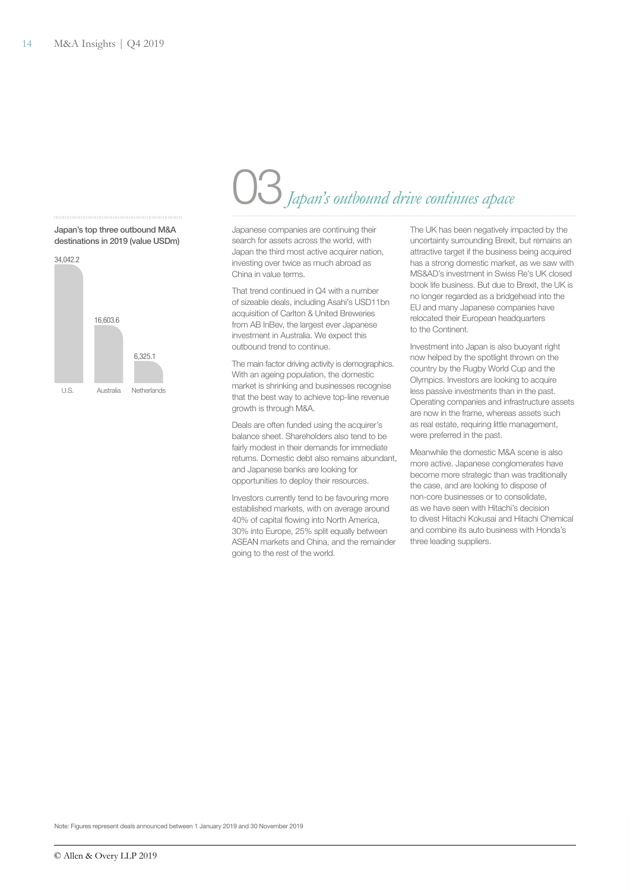# 03 *Japan's outbound drive continues apace*

**Japan's top three outbound M&A destinations in 2019 (value USDm)**

| Destination | Value (USDm) |
| --- | --- |
| U.S. | 34,042.2 |
| Australia | 16,603.6 |
| Netherlands | 6,325.1 |

Japanese companies are continuing their search for assets across the world, with Japan the third most active acquirer nation, investing over twice as much abroad as China in value terms.

That trend continued in Q4 with a number of sizeable deals, including Asahi's USD11bn acquisition of Carlton & United Breweries from AB InBev, the largest ever Japanese investment in Australia. We expect this outbound trend to continue.

The main factor driving activity is demographics. With an ageing population, the domestic market is shrinking and businesses recognise that the best way to achieve top-line revenue growth is through M&A.

Deals are often funded using the acquirer's balance sheet. Shareholders also tend to be fairly modest in their demands for immediate returns. Domestic debt also remains abundant, and Japanese banks are looking for opportunities to deploy their resources.

Investors currently tend to be favouring more established markets, with on average around 40% of capital flowing into North America, 30% into Europe, 25% split equally between ASEAN markets and China, and the remainder going to the rest of the world.

The UK has been negatively impacted by the uncertainty surrounding Brexit, but remains an attractive target if the business being acquired has a strong domestic market, as we saw with MS&AD's investment in Swiss Re's UK closed book life business. But due to Brexit, the UK is no longer regarded as a bridgehead into the EU and many Japanese companies have relocated their European headquarters to the Continent.

Investment into Japan is also buoyant right now helped by the spotlight thrown on the country by the Rugby World Cup and the Olympics. Investors are looking to acquire less passive investments than in the past. Operating companies and infrastructure assets are now in the frame, whereas assets such as real estate, requiring little management, were preferred in the past.

Meanwhile the domestic M&A scene is also more active. Japanese conglomerates have become more strategic than was traditionally the case, and are looking to dispose of non-core businesses or to consolidate, as we have seen with Hitachi's decision to divest Hitachi Kokusai and Hitachi Chemical and combine its auto business with Honda's three leading suppliers.

Note: Figures represent deals announced between 1 January 2019 and 30 November 2019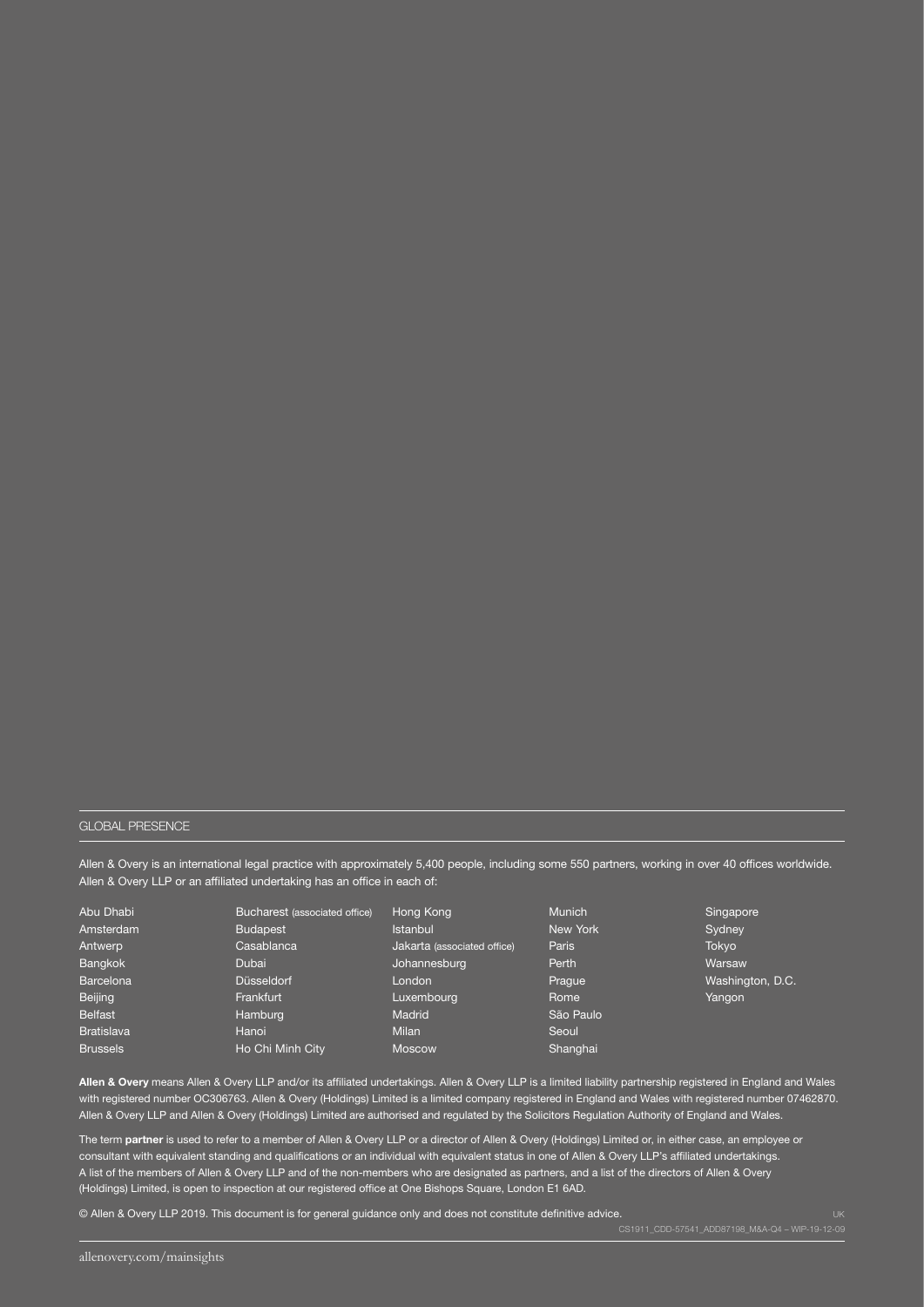## GLOBAL PRESENCE

Allen & Overy is an international legal practice with approximately 5,400 people, including some 550 partners, working in over 40 offices worldwide. Allen & Overy LLP or an affiliated undertaking has an office in each of:

Abu Dhabi
Amsterdam
Antwerp
Bangkok
Barcelona
Beijing
Belfast
Bratislava
Brussels
Bucharest (associated office)
Budapest
Casablanca
Dubai
Düsseldorf
Frankfurt
Hamburg
Hanoi
Ho Chi Minh City
Hong Kong
Istanbul
Jakarta (associated office)
Johannesburg
London
Luxembourg
Madrid
Milan
Moscow
Munich
New York
Paris
Perth
Prague
Rome
São Paulo
Seoul
Shanghai
Singapore
Sydney
Tokyo
Warsaw
Washington, D.C.
Yangon

**Allen & Overy** means Allen & Overy LLP and/or its affiliated undertakings. Allen & Overy LLP is a limited liability partnership registered in England and Wales with registered number OC306763. Allen & Overy (Holdings) Limited is a limited company registered in England and Wales with registered number 07462870. Allen & Overy LLP and Allen & Overy (Holdings) Limited are authorised and regulated by the Solicitors Regulation Authority of England and Wales.

The term **partner** is used to refer to a member of Allen & Overy LLP or a director of Allen & Overy (Holdings) Limited or, in either case, an employee or consultant with equivalent standing and qualifications or an individual with equivalent status in one of Allen & Overy LLP's affiliated undertakings. A list of the members of Allen & Overy LLP and of the non-members who are designated as partners, and a list of the directors of Allen & Overy (Holdings) Limited, is open to inspection at our registered office at One Bishops Square, London E1 6AD.

© Allen & Overy LLP 2019. This document is for general guidance only and does not constitute definitive advice.

UK

CS1911_CDD-57541_ADD87198_M&A-Q4 – WIP-19-12-09

allenovery.com/mainsights